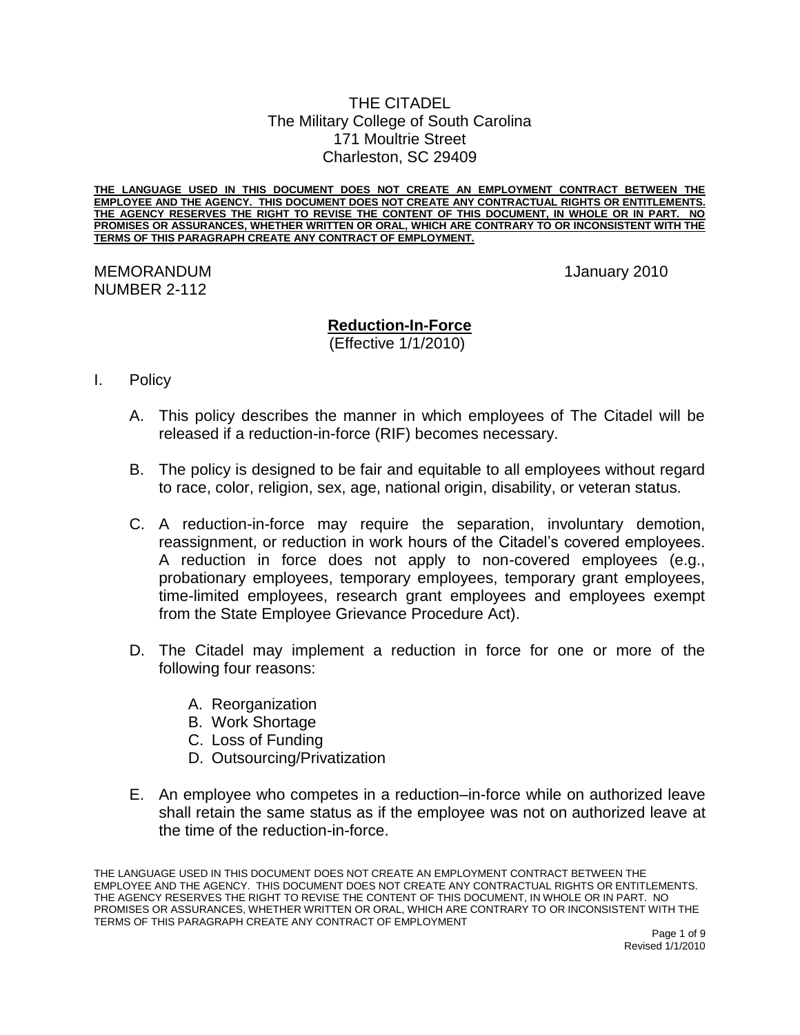THE CITADEL
The Military College of South Carolina
171 Moultrie Street
Charleston, SC 29409

**THE LANGUAGE USED IN THIS DOCUMENT DOES NOT CREATE AN EMPLOYMENT CONTRACT BETWEEN THE EMPLOYEE AND THE AGENCY. THIS DOCUMENT DOES NOT CREATE ANY CONTRACTUAL RIGHTS OR ENTITLEMENTS. THE AGENCY RESERVES THE RIGHT TO REVISE THE CONTENT OF THIS DOCUMENT, IN WHOLE OR IN PART. NO PROMISES OR ASSURANCES, WHETHER WRITTEN OR ORAL, WHICH ARE CONTRARY TO OR INCONSISTENT WITH THE TERMS OF THIS PARAGRAPH CREATE ANY CONTRACT OF EMPLOYMENT.**

MEMORANDUM
NUMBER 2-112

1January 2010

## Reduction-In-Force

(Effective 1/1/2010)

I. Policy

A. This policy describes the manner in which employees of The Citadel will be released if a reduction-in-force (RIF) becomes necessary.

B. The policy is designed to be fair and equitable to all employees without regard to race, color, religion, sex, age, national origin, disability, or veteran status.

C. A reduction-in-force may require the separation, involuntary demotion, reassignment, or reduction in work hours of the Citadel's covered employees. A reduction in force does not apply to non-covered employees (e.g., probationary employees, temporary employees, temporary grant employees, time-limited employees, research grant employees and employees exempt from the State Employee Grievance Procedure Act).

D. The Citadel may implement a reduction in force for one or more of the following four reasons:

   A. Reorganization
   B. Work Shortage
   C. Loss of Funding
   D. Outsourcing/Privatization

E. An employee who competes in a reduction–in-force while on authorized leave shall retain the same status as if the employee was not on authorized leave at the time of the reduction-in-force.

THE LANGUAGE USED IN THIS DOCUMENT DOES NOT CREATE AN EMPLOYMENT CONTRACT BETWEEN THE EMPLOYEE AND THE AGENCY. THIS DOCUMENT DOES NOT CREATE ANY CONTRACTUAL RIGHTS OR ENTITLEMENTS. THE AGENCY RESERVES THE RIGHT TO REVISE THE CONTENT OF THIS DOCUMENT, IN WHOLE OR IN PART. NO PROMISES OR ASSURANCES, WHETHER WRITTEN OR ORAL, WHICH ARE CONTRARY TO OR INCONSISTENT WITH THE TERMS OF THIS PARAGRAPH CREATE ANY CONTRACT OF EMPLOYMENT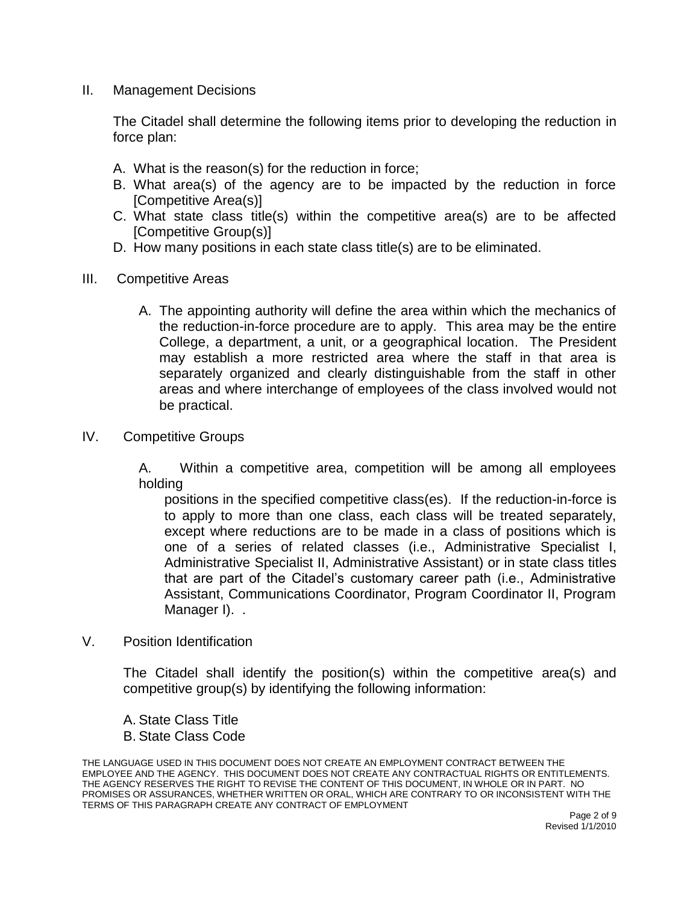II. Management Decisions

The Citadel shall determine the following items prior to developing the reduction in force plan:

A. What is the reason(s) for the reduction in force;
B. What area(s) of the agency are to be impacted by the reduction in force [Competitive Area(s)]
C. What state class title(s) within the competitive area(s) are to be affected [Competitive Group(s)]
D. How many positions in each state class title(s) are to be eliminated.

III. Competitive Areas

A. The appointing authority will define the area within which the mechanics of the reduction-in-force procedure are to apply. This area may be the entire College, a department, a unit, or a geographical location. The President may establish a more restricted area where the staff in that area is separately organized and clearly distinguishable from the staff in other areas and where interchange of employees of the class involved would not be practical.

IV. Competitive Groups

A. Within a competitive area, competition will be among all employees holding positions in the specified competitive class(es). If the reduction-in-force is to apply to more than one class, each class will be treated separately, except where reductions are to be made in a class of positions which is one of a series of related classes (i.e., Administrative Specialist I, Administrative Specialist II, Administrative Assistant) or in state class titles that are part of the Citadel's customary career path (i.e., Administrative Assistant, Communications Coordinator, Program Coordinator II, Program Manager I). .

V. Position Identification

The Citadel shall identify the position(s) within the competitive area(s) and competitive group(s) by identifying the following information:

A. State Class Title
B. State Class Code

THE LANGUAGE USED IN THIS DOCUMENT DOES NOT CREATE AN EMPLOYMENT CONTRACT BETWEEN THE EMPLOYEE AND THE AGENCY. THIS DOCUMENT DOES NOT CREATE ANY CONTRACTUAL RIGHTS OR ENTITLEMENTS. THE AGENCY RESERVES THE RIGHT TO REVISE THE CONTENT OF THIS DOCUMENT, IN WHOLE OR IN PART. NO PROMISES OR ASSURANCES, WHETHER WRITTEN OR ORAL, WHICH ARE CONTRARY TO OR INCONSISTENT WITH THE TERMS OF THIS PARAGRAPH CREATE ANY CONTRACT OF EMPLOYMENT

Revised 1/1/2010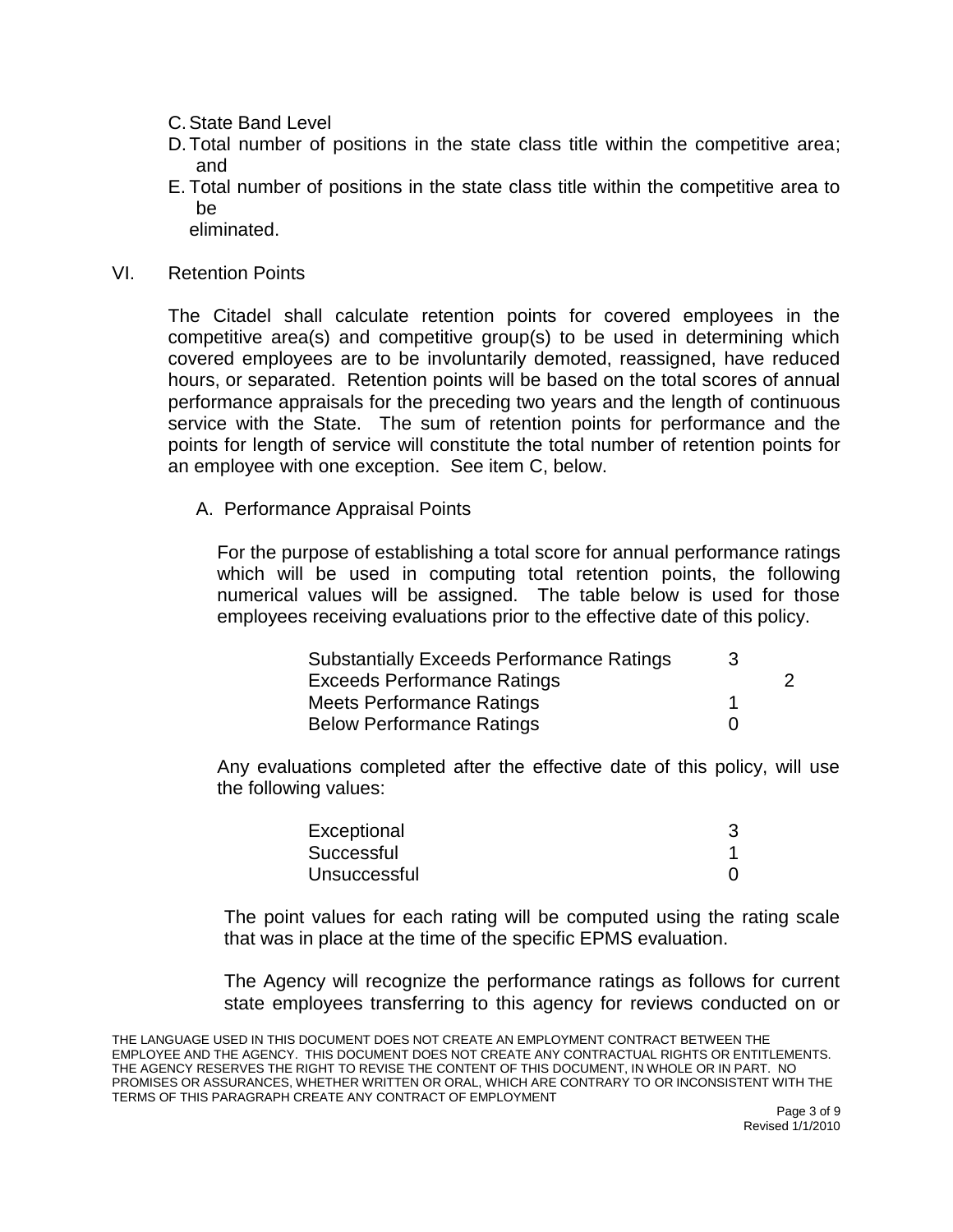C. State Band Level
D. Total number of positions in the state class title within the competitive area; and
E. Total number of positions in the state class title within the competitive area to be eliminated.

## VI. Retention Points

The Citadel shall calculate retention points for covered employees in the competitive area(s) and competitive group(s) to be used in determining which covered employees are to be involuntarily demoted, reassigned, have reduced hours, or separated. Retention points will be based on the total scores of annual performance appraisals for the preceding two years and the length of continuous service with the State. The sum of retention points for performance and the points for length of service will constitute the total number of retention points for an employee with one exception. See item C, below.

### A. Performance Appraisal Points

For the purpose of establishing a total score for annual performance ratings which will be used in computing total retention points, the following numerical values will be assigned. The table below is used for those employees receiving evaluations prior to the effective date of this policy.

| Rating | Value |
|---|---|
| Substantially Exceeds Performance Ratings | 3 |
| Exceeds Performance Ratings | 2 |
| Meets Performance Ratings | 1 |
| Below Performance Ratings | 0 |

Any evaluations completed after the effective date of this policy, will use the following values:

| Rating | Value |
|---|---|
| Exceptional | 3 |
| Successful | 1 |
| Unsuccessful | 0 |

The point values for each rating will be computed using the rating scale that was in place at the time of the specific EPMS evaluation.

The Agency will recognize the performance ratings as follows for current state employees transferring to this agency for reviews conducted on or

THE LANGUAGE USED IN THIS DOCUMENT DOES NOT CREATE AN EMPLOYMENT CONTRACT BETWEEN THE EMPLOYEE AND THE AGENCY. THIS DOCUMENT DOES NOT CREATE ANY CONTRACTUAL RIGHTS OR ENTITLEMENTS. THE AGENCY RESERVES THE RIGHT TO REVISE THE CONTENT OF THIS DOCUMENT, IN WHOLE OR IN PART. NO PROMISES OR ASSURANCES, WHETHER WRITTEN OR ORAL, WHICH ARE CONTRARY TO OR INCONSISTENT WITH THE TERMS OF THIS PARAGRAPH CREATE ANY CONTRACT OF EMPLOYMENT

Revised 1/1/2010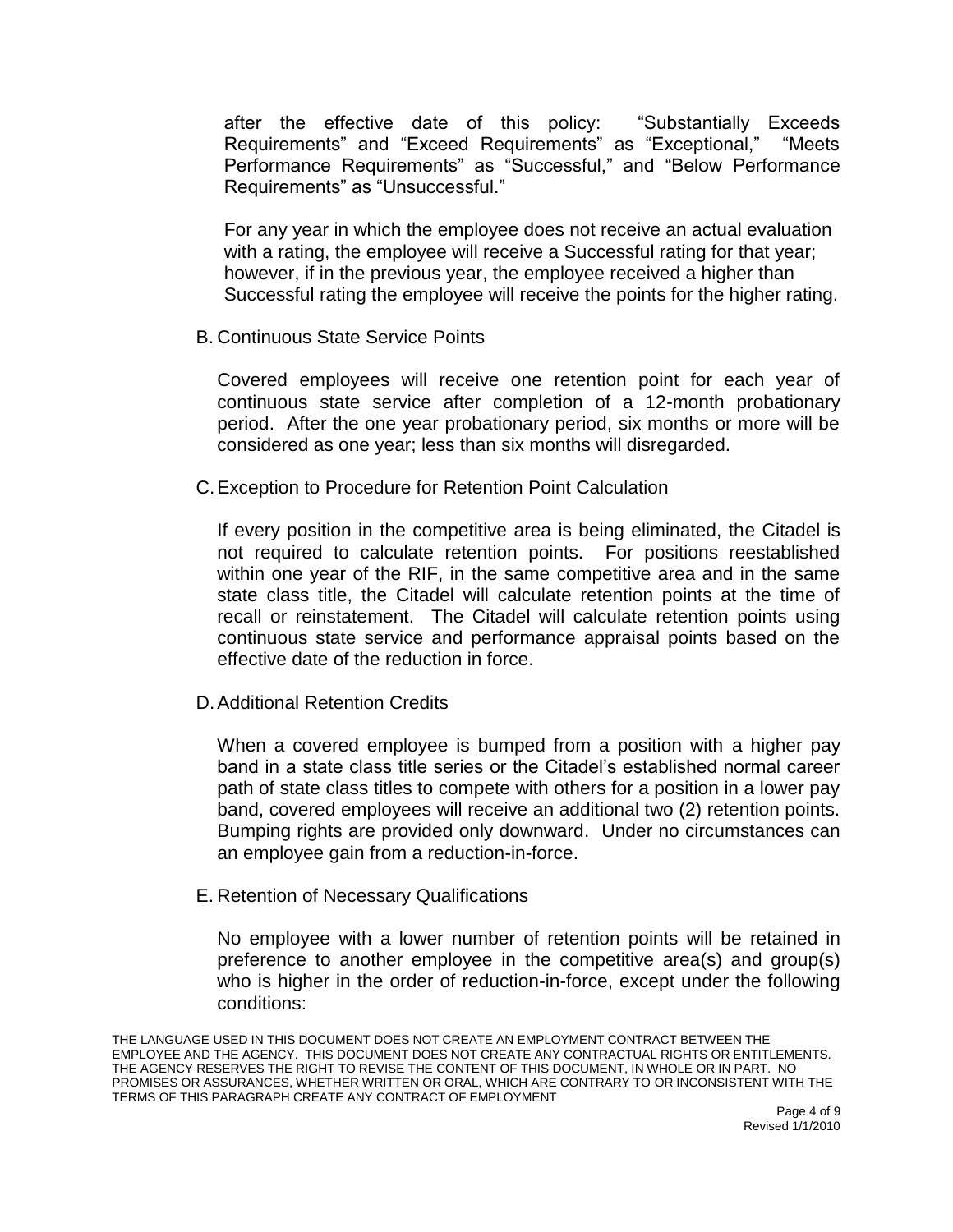after the effective date of this policy: "Substantially Exceeds Requirements" and "Exceed Requirements" as "Exceptional," "Meets Performance Requirements" as "Successful," and "Below Performance Requirements" as "Unsuccessful."

For any year in which the employee does not receive an actual evaluation with a rating, the employee will receive a Successful rating for that year; however, if in the previous year, the employee received a higher than Successful rating the employee will receive the points for the higher rating.

B. Continuous State Service Points

Covered employees will receive one retention point for each year of continuous state service after completion of a 12-month probationary period. After the one year probationary period, six months or more will be considered as one year; less than six months will disregarded.

C. Exception to Procedure for Retention Point Calculation

If every position in the competitive area is being eliminated, the Citadel is not required to calculate retention points. For positions reestablished within one year of the RIF, in the same competitive area and in the same state class title, the Citadel will calculate retention points at the time of recall or reinstatement. The Citadel will calculate retention points using continuous state service and performance appraisal points based on the effective date of the reduction in force.

D. Additional Retention Credits

When a covered employee is bumped from a position with a higher pay band in a state class title series or the Citadel's established normal career path of state class titles to compete with others for a position in a lower pay band, covered employees will receive an additional two (2) retention points. Bumping rights are provided only downward. Under no circumstances can an employee gain from a reduction-in-force.

E. Retention of Necessary Qualifications

No employee with a lower number of retention points will be retained in preference to another employee in the competitive area(s) and group(s) who is higher in the order of reduction-in-force, except under the following conditions:

THE LANGUAGE USED IN THIS DOCUMENT DOES NOT CREATE AN EMPLOYMENT CONTRACT BETWEEN THE EMPLOYEE AND THE AGENCY. THIS DOCUMENT DOES NOT CREATE ANY CONTRACTUAL RIGHTS OR ENTITLEMENTS. THE AGENCY RESERVES THE RIGHT TO REVISE THE CONTENT OF THIS DOCUMENT, IN WHOLE OR IN PART. NO PROMISES OR ASSURANCES, WHETHER WRITTEN OR ORAL, WHICH ARE CONTRARY TO OR INCONSISTENT WITH THE TERMS OF THIS PARAGRAPH CREATE ANY CONTRACT OF EMPLOYMENT

Revised 1/1/2010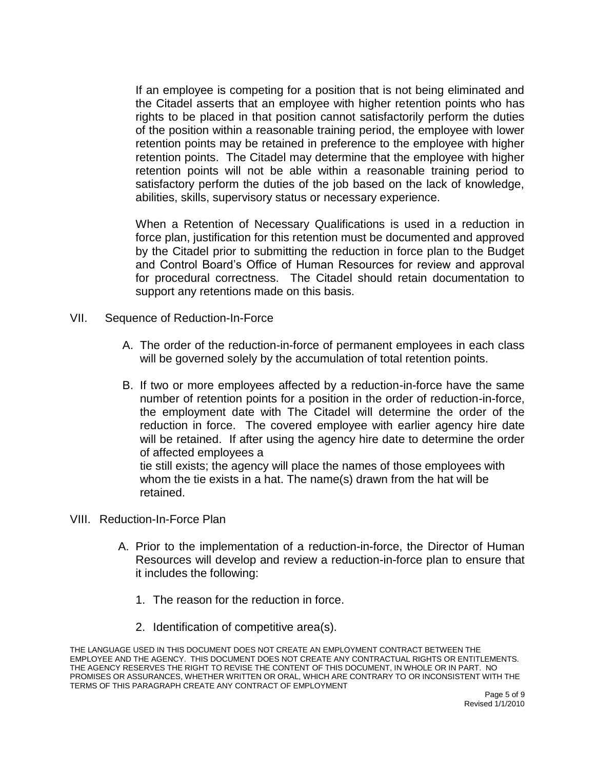If an employee is competing for a position that is not being eliminated and the Citadel asserts that an employee with higher retention points who has rights to be placed in that position cannot satisfactorily perform the duties of the position within a reasonable training period, the employee with lower retention points may be retained in preference to the employee with higher retention points. The Citadel may determine that the employee with higher retention points will not be able within a reasonable training period to satisfactory perform the duties of the job based on the lack of knowledge, abilities, skills, supervisory status or necessary experience.

When a Retention of Necessary Qualifications is used in a reduction in force plan, justification for this retention must be documented and approved by the Citadel prior to submitting the reduction in force plan to the Budget and Control Board's Office of Human Resources for review and approval for procedural correctness. The Citadel should retain documentation to support any retentions made on this basis.

VII. Sequence of Reduction-In-Force

A. The order of the reduction-in-force of permanent employees in each class will be governed solely by the accumulation of total retention points.

B. If two or more employees affected by a reduction-in-force have the same number of retention points for a position in the order of reduction-in-force, the employment date with The Citadel will determine the order of the reduction in force. The covered employee with earlier agency hire date will be retained. If after using the agency hire date to determine the order of affected employees a tie still exists; the agency will place the names of those employees with whom the tie exists in a hat. The name(s) drawn from the hat will be retained.

VIII. Reduction-In-Force Plan

A. Prior to the implementation of a reduction-in-force, the Director of Human Resources will develop and review a reduction-in-force plan to ensure that it includes the following:

1. The reason for the reduction in force.
2. Identification of competitive area(s).

THE LANGUAGE USED IN THIS DOCUMENT DOES NOT CREATE AN EMPLOYMENT CONTRACT BETWEEN THE EMPLOYEE AND THE AGENCY. THIS DOCUMENT DOES NOT CREATE ANY CONTRACTUAL RIGHTS OR ENTITLEMENTS. THE AGENCY RESERVES THE RIGHT TO REVISE THE CONTENT OF THIS DOCUMENT, IN WHOLE OR IN PART. NO PROMISES OR ASSURANCES, WHETHER WRITTEN OR ORAL, WHICH ARE CONTRARY TO OR INCONSISTENT WITH THE TERMS OF THIS PARAGRAPH CREATE ANY CONTRACT OF EMPLOYMENT

Revised 1/1/2010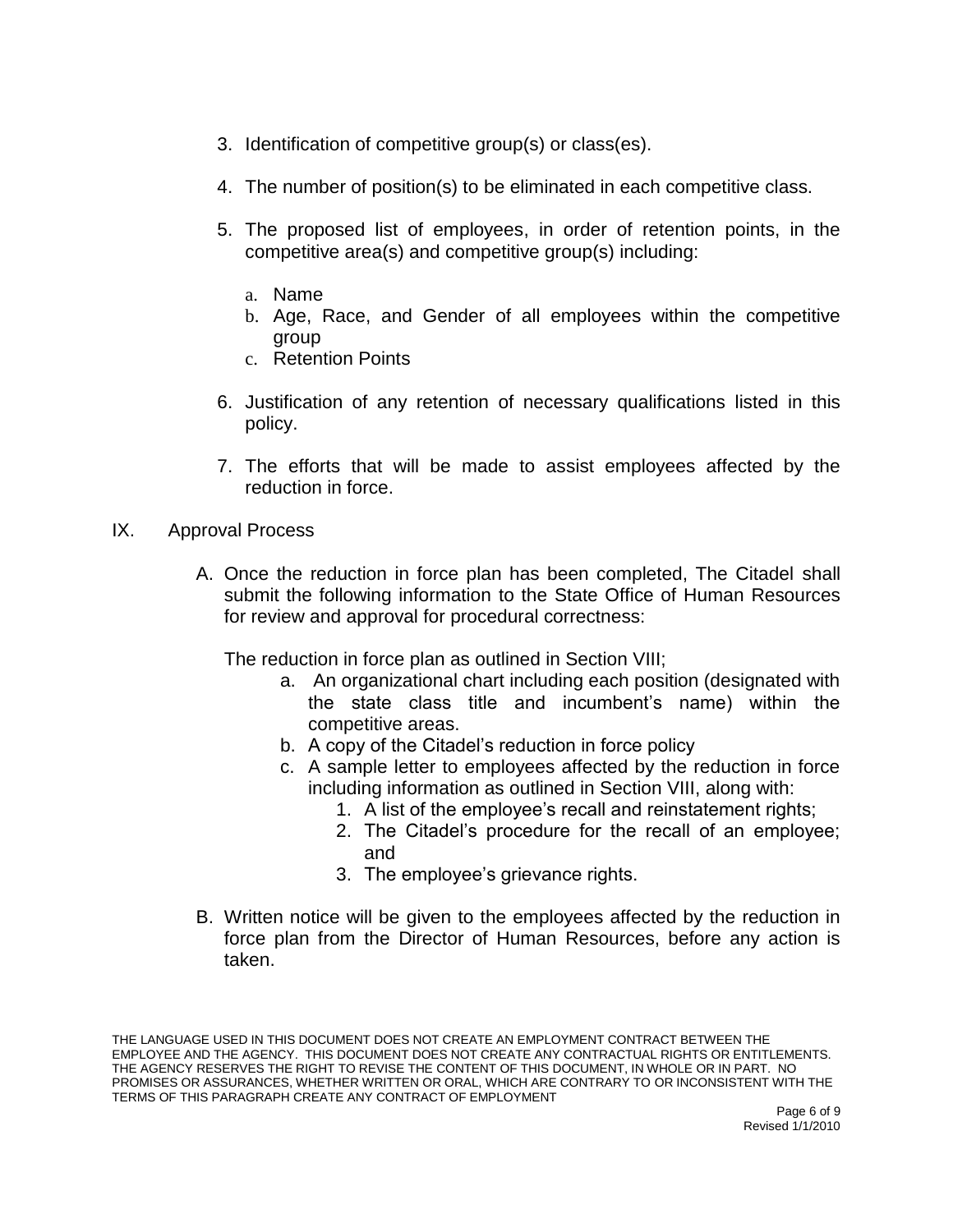3. Identification of competitive group(s) or class(es).

4. The number of position(s) to be eliminated in each competitive class.

5. The proposed list of employees, in order of retention points, in the competitive area(s) and competitive group(s) including:

   a. Name
   b. Age, Race, and Gender of all employees within the competitive group
   c. Retention Points

6. Justification of any retention of necessary qualifications listed in this policy.

7. The efforts that will be made to assist employees affected by the reduction in force.

IX. Approval Process

A. Once the reduction in force plan has been completed, The Citadel shall submit the following information to the State Office of Human Resources for review and approval for procedural correctness:

   The reduction in force plan as outlined in Section VIII;

   a. An organizational chart including each position (designated with the state class title and incumbent's name) within the competitive areas.
   b. A copy of the Citadel's reduction in force policy
   c. A sample letter to employees affected by the reduction in force including information as outlined in Section VIII, along with:
      1. A list of the employee's recall and reinstatement rights;
      2. The Citadel's procedure for the recall of an employee; and
      3. The employee's grievance rights.

B. Written notice will be given to the employees affected by the reduction in force plan from the Director of Human Resources, before any action is taken.

THE LANGUAGE USED IN THIS DOCUMENT DOES NOT CREATE AN EMPLOYMENT CONTRACT BETWEEN THE EMPLOYEE AND THE AGENCY. THIS DOCUMENT DOES NOT CREATE ANY CONTRACTUAL RIGHTS OR ENTITLEMENTS. THE AGENCY RESERVES THE RIGHT TO REVISE THE CONTENT OF THIS DOCUMENT, IN WHOLE OR IN PART. NO PROMISES OR ASSURANCES, WHETHER WRITTEN OR ORAL, WHICH ARE CONTRARY TO OR INCONSISTENT WITH THE TERMS OF THIS PARAGRAPH CREATE ANY CONTRACT OF EMPLOYMENT

Revised 1/1/2010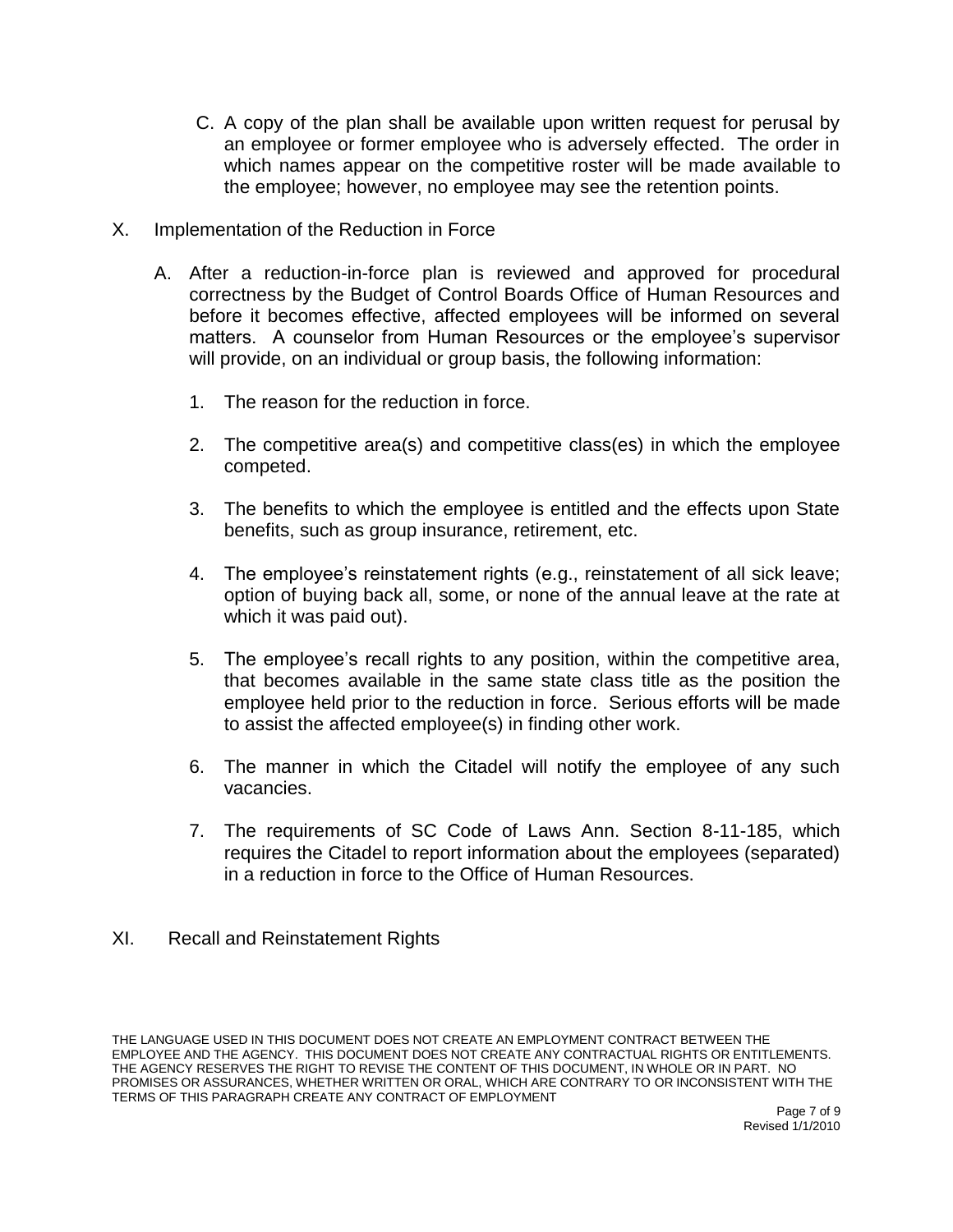C. A copy of the plan shall be available upon written request for perusal by an employee or former employee who is adversely effected. The order in which names appear on the competitive roster will be made available to the employee; however, no employee may see the retention points.

X. Implementation of the Reduction in Force

A. After a reduction-in-force plan is reviewed and approved for procedural correctness by the Budget of Control Boards Office of Human Resources and before it becomes effective, affected employees will be informed on several matters. A counselor from Human Resources or the employee's supervisor will provide, on an individual or group basis, the following information:

1. The reason for the reduction in force.

2. The competitive area(s) and competitive class(es) in which the employee competed.

3. The benefits to which the employee is entitled and the effects upon State benefits, such as group insurance, retirement, etc.

4. The employee's reinstatement rights (e.g., reinstatement of all sick leave; option of buying back all, some, or none of the annual leave at the rate at which it was paid out).

5. The employee's recall rights to any position, within the competitive area, that becomes available in the same state class title as the position the employee held prior to the reduction in force. Serious efforts will be made to assist the affected employee(s) in finding other work.

6. The manner in which the Citadel will notify the employee of any such vacancies.

7. The requirements of SC Code of Laws Ann. Section 8-11-185, which requires the Citadel to report information about the employees (separated) in a reduction in force to the Office of Human Resources.

XI. Recall and Reinstatement Rights

THE LANGUAGE USED IN THIS DOCUMENT DOES NOT CREATE AN EMPLOYMENT CONTRACT BETWEEN THE EMPLOYEE AND THE AGENCY. THIS DOCUMENT DOES NOT CREATE ANY CONTRACTUAL RIGHTS OR ENTITLEMENTS. THE AGENCY RESERVES THE RIGHT TO REVISE THE CONTENT OF THIS DOCUMENT, IN WHOLE OR IN PART. NO PROMISES OR ASSURANCES, WHETHER WRITTEN OR ORAL, WHICH ARE CONTRARY TO OR INCONSISTENT WITH THE TERMS OF THIS PARAGRAPH CREATE ANY CONTRACT OF EMPLOYMENT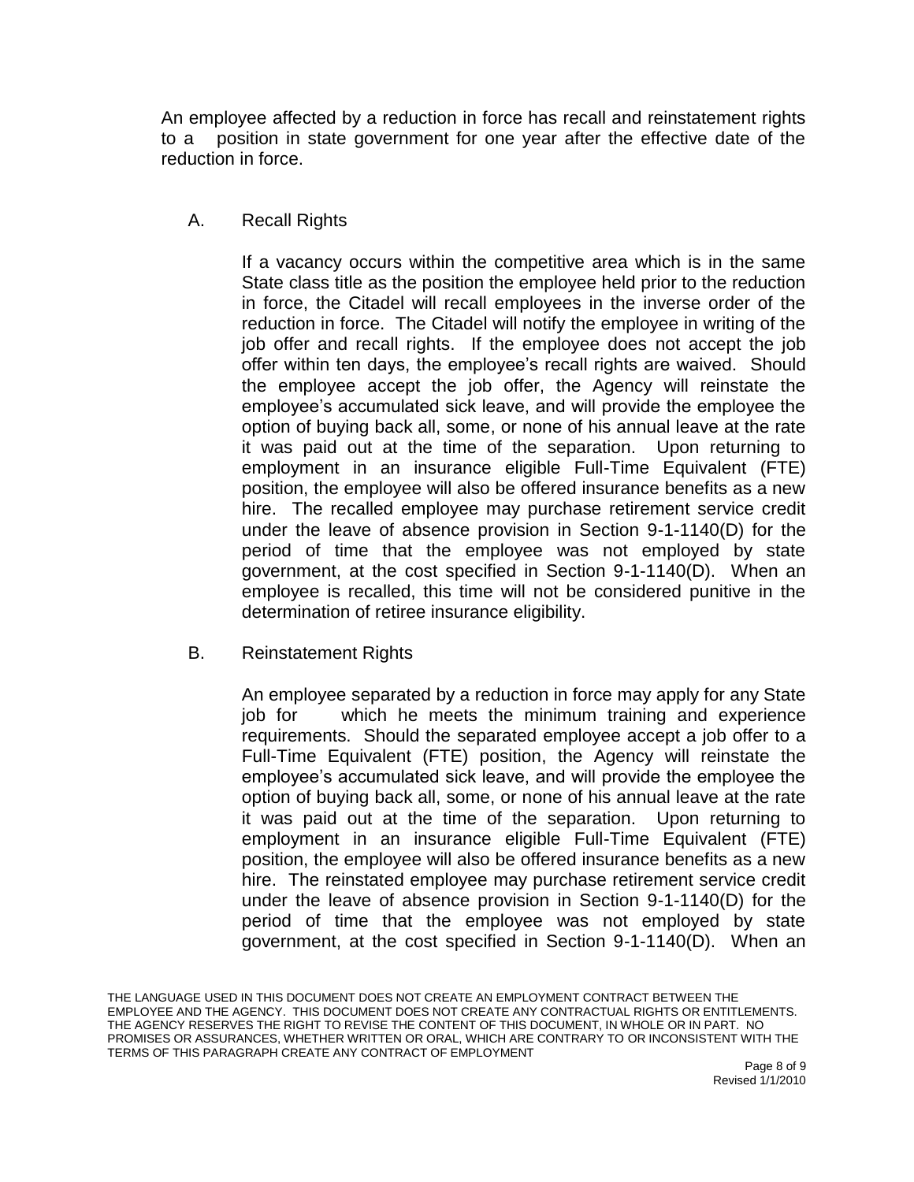An employee affected by a reduction in force has recall and reinstatement rights to a position in state government for one year after the effective date of the reduction in force.

A. Recall Rights

If a vacancy occurs within the competitive area which is in the same State class title as the position the employee held prior to the reduction in force, the Citadel will recall employees in the inverse order of the reduction in force. The Citadel will notify the employee in writing of the job offer and recall rights. If the employee does not accept the job offer within ten days, the employee's recall rights are waived. Should the employee accept the job offer, the Agency will reinstate the employee's accumulated sick leave, and will provide the employee the option of buying back all, some, or none of his annual leave at the rate it was paid out at the time of the separation. Upon returning to employment in an insurance eligible Full-Time Equivalent (FTE) position, the employee will also be offered insurance benefits as a new hire. The recalled employee may purchase retirement service credit under the leave of absence provision in Section 9-1-1140(D) for the period of time that the employee was not employed by state government, at the cost specified in Section 9-1-1140(D). When an employee is recalled, this time will not be considered punitive in the determination of retiree insurance eligibility.

B. Reinstatement Rights

An employee separated by a reduction in force may apply for any State job for which he meets the minimum training and experience requirements. Should the separated employee accept a job offer to a Full-Time Equivalent (FTE) position, the Agency will reinstate the employee's accumulated sick leave, and will provide the employee the option of buying back all, some, or none of his annual leave at the rate it was paid out at the time of the separation. Upon returning to employment in an insurance eligible Full-Time Equivalent (FTE) position, the employee will also be offered insurance benefits as a new hire. The reinstated employee may purchase retirement service credit under the leave of absence provision in Section 9-1-1140(D) for the period of time that the employee was not employed by state government, at the cost specified in Section 9-1-1140(D). When an

THE LANGUAGE USED IN THIS DOCUMENT DOES NOT CREATE AN EMPLOYMENT CONTRACT BETWEEN THE EMPLOYEE AND THE AGENCY. THIS DOCUMENT DOES NOT CREATE ANY CONTRACTUAL RIGHTS OR ENTITLEMENTS. THE AGENCY RESERVES THE RIGHT TO REVISE THE CONTENT OF THIS DOCUMENT, IN WHOLE OR IN PART. NO PROMISES OR ASSURANCES, WHETHER WRITTEN OR ORAL, WHICH ARE CONTRARY TO OR INCONSISTENT WITH THE TERMS OF THIS PARAGRAPH CREATE ANY CONTRACT OF EMPLOYMENT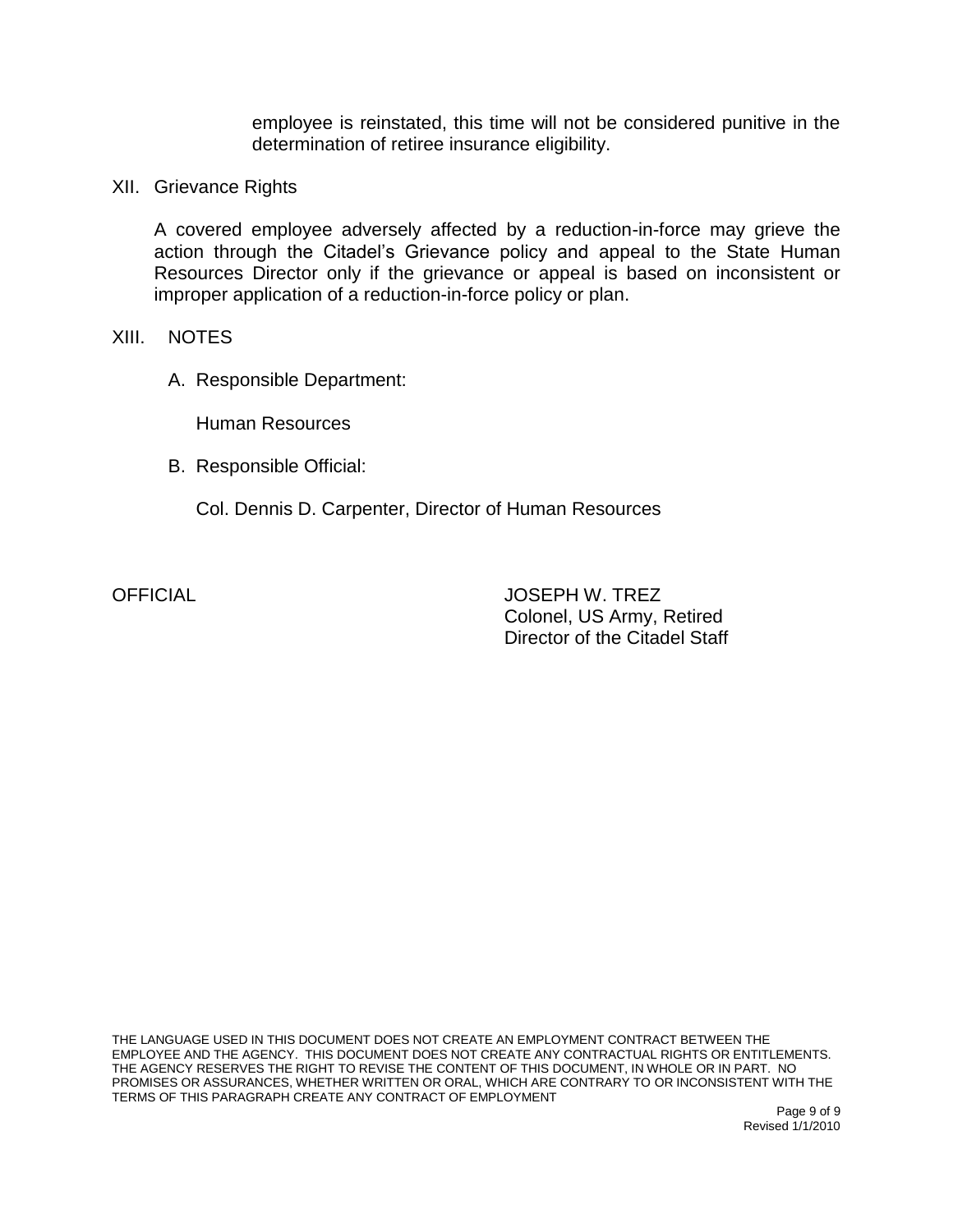employee is reinstated, this time will not be considered punitive in the determination of retiree insurance eligibility.

XII. Grievance Rights

A covered employee adversely affected by a reduction-in-force may grieve the action through the Citadel's Grievance policy and appeal to the State Human Resources Director only if the grievance or appeal is based on inconsistent or improper application of a reduction-in-force policy or plan.

XIII. NOTES

A. Responsible Department:

Human Resources

B. Responsible Official:

Col. Dennis D. Carpenter, Director of Human Resources

OFFICIAL

JOSEPH W. TREZ
Colonel, US Army, Retired
Director of the Citadel Staff

THE LANGUAGE USED IN THIS DOCUMENT DOES NOT CREATE AN EMPLOYMENT CONTRACT BETWEEN THE EMPLOYEE AND THE AGENCY. THIS DOCUMENT DOES NOT CREATE ANY CONTRACTUAL RIGHTS OR ENTITLEMENTS. THE AGENCY RESERVES THE RIGHT TO REVISE THE CONTENT OF THIS DOCUMENT, IN WHOLE OR IN PART. NO PROMISES OR ASSURANCES, WHETHER WRITTEN OR ORAL, WHICH ARE CONTRARY TO OR INCONSISTENT WITH THE TERMS OF THIS PARAGRAPH CREATE ANY CONTRACT OF EMPLOYMENT

Revised 1/1/2010